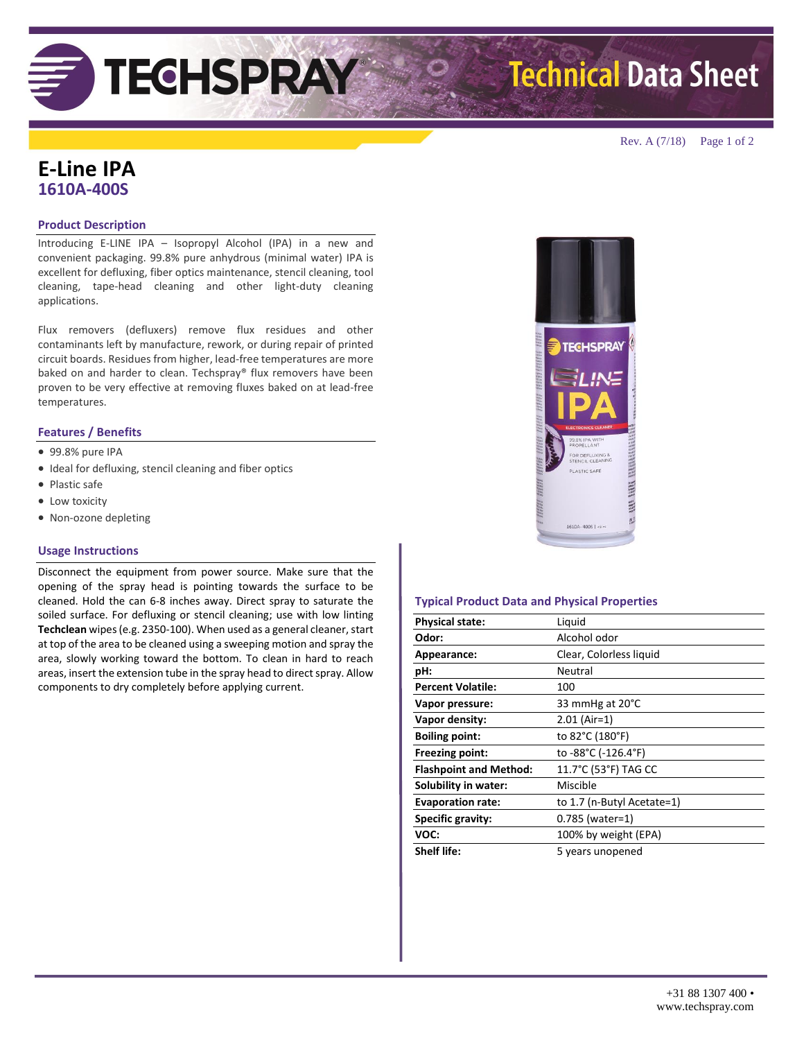# E-Line IPA
## 1610A-400S

### Product Description

Introducing E-LINE IPA – Isopropyl Alcohol (IPA) in a new and convenient packaging. 99.8% pure anhydrous (minimal water) IPA is excellent for defluxing, fiber optics maintenance, stencil cleaning, tool cleaning, tape-head cleaning and other light-duty cleaning applications.

Flux removers (defluxers) remove flux residues and other contaminants left by manufacture, rework, or during repair of printed circuit boards. Residues from higher, lead-free temperatures are more baked on and harder to clean. Techspray® flux removers have been proven to be very effective at removing fluxes baked on at lead-free temperatures.

### Features / Benefits

- 99.8% pure IPA
- Ideal for defluxing, stencil cleaning and fiber optics
- Plastic safe
- Low toxicity
- Non-ozone depleting

### Usage Instructions

Disconnect the equipment from power source. Make sure that the opening of the spray head is pointing towards the surface to be cleaned. Hold the can 6-8 inches away. Direct spray to saturate the soiled surface. For defluxing or stencil cleaning; use with low linting **Techclean** wipes (e.g. 2350-100). When used as a general cleaner, start at top of the area to be cleaned using a sweeping motion and spray the area, slowly working toward the bottom. To clean in hard to reach areas, insert the extension tube in the spray head to direct spray. Allow components to dry completely before applying current.

### Typical Product Data and Physical Properties

| | |
|---|---|
| **Physical state:** | Liquid |
| **Odor:** | Alcohol odor |
| **Appearance:** | Clear, Colorless liquid |
| **pH:** | Neutral |
| **Percent Volatile:** | 100 |
| **Vapor pressure:** | 33 mmHg at 20°C |
| **Vapor density:** | 2.01 (Air=1) |
| **Boiling point:** | to 82°C (180°F) |
| **Freezing point:** | to -88°C (-126.4°F) |
| **Flashpoint and Method:** | 11.7°C (53°F) TAG CC |
| **Solubility in water:** | Miscible |
| **Evaporation rate:** | to 1.7 (n-Butyl Acetate=1) |
| **Specific gravity:** | 0.785 (water=1) |
| **VOC:** | 100% by weight (EPA) |
| **Shelf life:** | 5 years unopened |

+31 88 1307 400 • www.techspray.com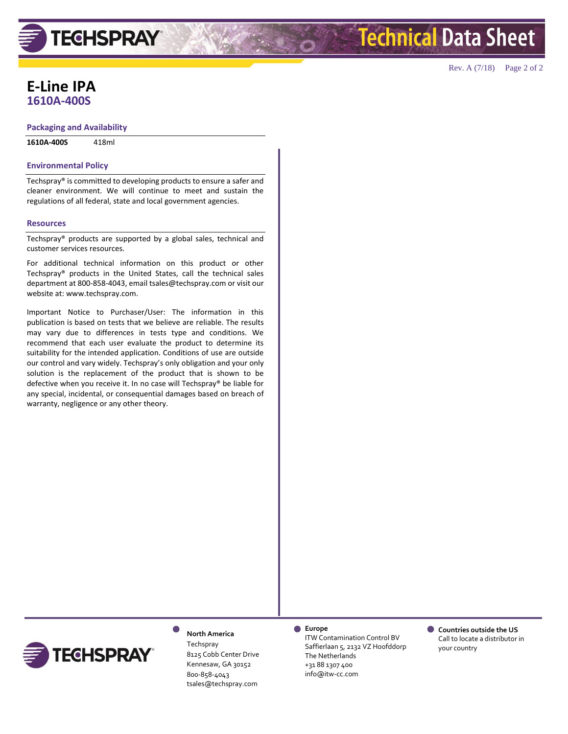# E-Line IPA

## 1610A-400S

### Packaging and Availability

| | |
|---|---|
| **1610A-400S** | 418ml |

### Environmental Policy

Techspray® is committed to developing products to ensure a safer and cleaner environment. We will continue to meet and sustain the regulations of all federal, state and local government agencies.

### Resources

Techspray® products are supported by a global sales, technical and customer services resources.

For additional technical information on this product or other Techspray® products in the United States, call the technical sales department at 800-858-4043, email tsales@techspray.com or visit our website at: www.techspray.com.

Important Notice to Purchaser/User: The information in this publication is based on tests that we believe are reliable. The results may vary due to differences in tests type and conditions. We recommend that each user evaluate the product to determine its suitability for the intended application. Conditions of use are outside our control and vary widely. Techspray's only obligation and your only solution is the replacement of the product that is shown to be defective when you receive it. In no case will Techspray® be liable for any special, incidental, or consequential damages based on breach of warranty, negligence or any other theory.

**North America**
Techspray
8125 Cobb Center Drive
Kennesaw, GA 30152
800-858-4043
tsales@techspray.com

**Europe**
ITW Contamination Control BV
Saffierlaan 5, 2132 VZ Hoofddorp
The Netherlands
+31 88 1307 400
info@itw-cc.com

**Countries outside the US**
Call to locate a distributor in your country